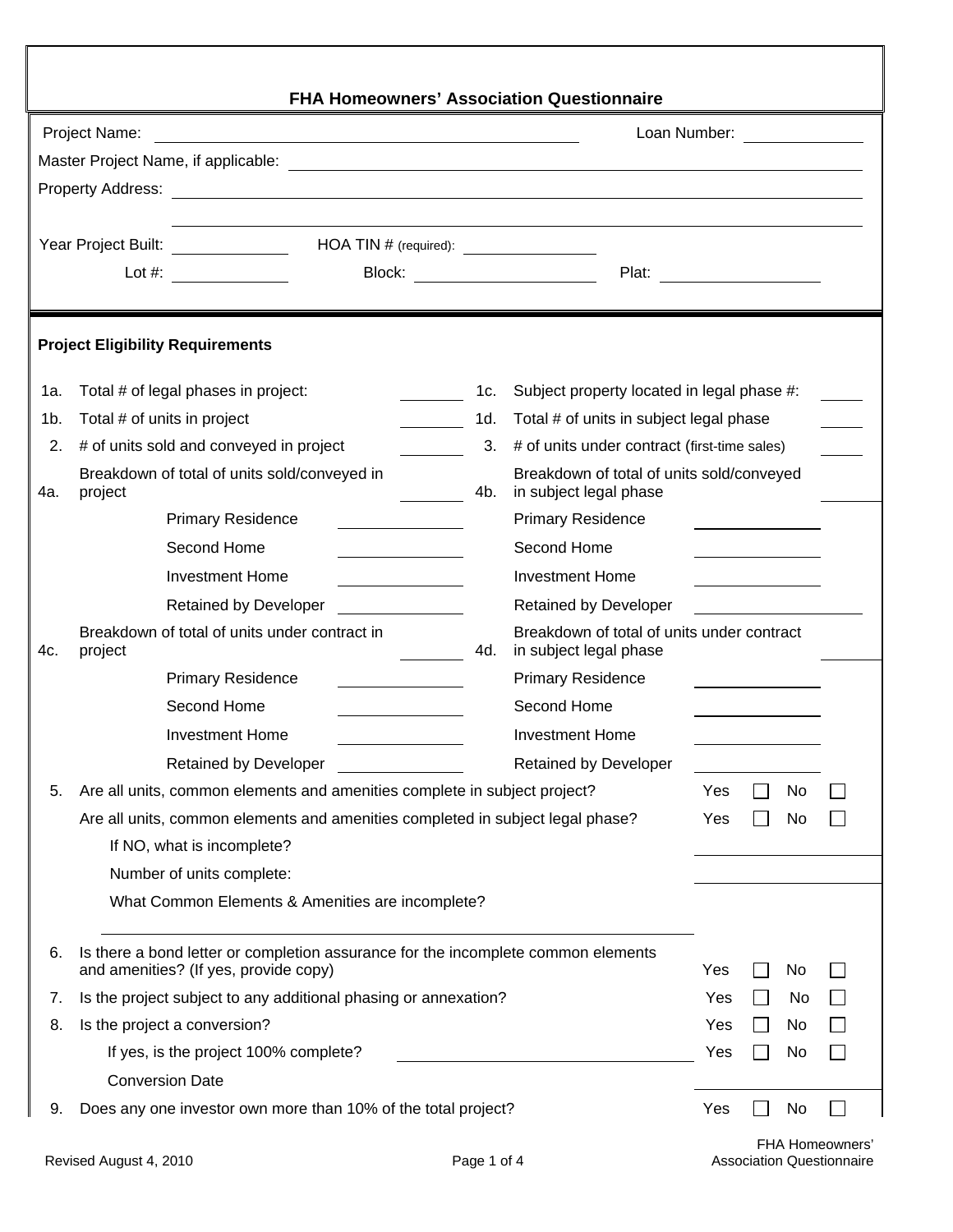# FHA Homeowners' Association Questionnaire

Project Name: ______________________ Loan Number: __________

Master Project Name, if applicable: ______________________

Property Address: ______________________

______________________

Year Project Built: __________ HOA TIN # (required): __________

Lot #: __________ Block: __________ Plat: __________

## Project Eligibility Requirements

| | | | | | |
|---|---|---|---|---|---|
| 1a. | Total # of legal phases in project: | ______ | 1c. | Subject property located in legal phase #: | ______ |
| 1b. | Total # of units in project | ______ | 1d. | Total # of units in subject legal phase | ______ |
| 2. | # of units sold and conveyed in project | ______ | 3. | # of units under contract (first-time sales) | ______ |
| 4a. | Breakdown of total of units sold/conveyed in project | ______ | 4b. | Breakdown of total of units sold/conveyed in subject legal phase | ______ |
| | Primary Residence | ______ | | Primary Residence | ______ |
| | Second Home | ______ | | Second Home | ______ |
| | Investment Home | ______ | | Investment Home | ______ |
| | Retained by Developer | ______ | | Retained by Developer | ______ |
| 4c. | Breakdown of total of units under contract in project | ______ | 4d. | Breakdown of total of units under contract in subject legal phase | ______ |
| | Primary Residence | ______ | | Primary Residence | ______ |
| | Second Home | ______ | | Second Home | ______ |
| | Investment Home | ______ | | Investment Home | ______ |
| | Retained by Developer | ______ | | Retained by Developer | ______ |

5. Are all units, common elements and amenities complete in subject project? Yes ☐ No ☐

   Are all units, common elements and amenities completed in subject legal phase? Yes ☐ No ☐

   If NO, what is incomplete?

   Number of units complete: ______

   What Common Elements & Amenities are incomplete?

   ______________________

6. Is there a bond letter or completion assurance for the incomplete common elements and amenities? (If yes, provide copy) Yes ☐ No ☐

7. Is the project subject to any additional phasing or annexation? Yes ☐ No ☐

8. Is the project a conversion? Yes ☐ No ☐

   If yes, is the project 100% complete? ______ Yes ☐ No ☐

   Conversion Date

9. Does any one investor own more than 10% of the total project? Yes ☐ No ☐

Revised August 4, 2010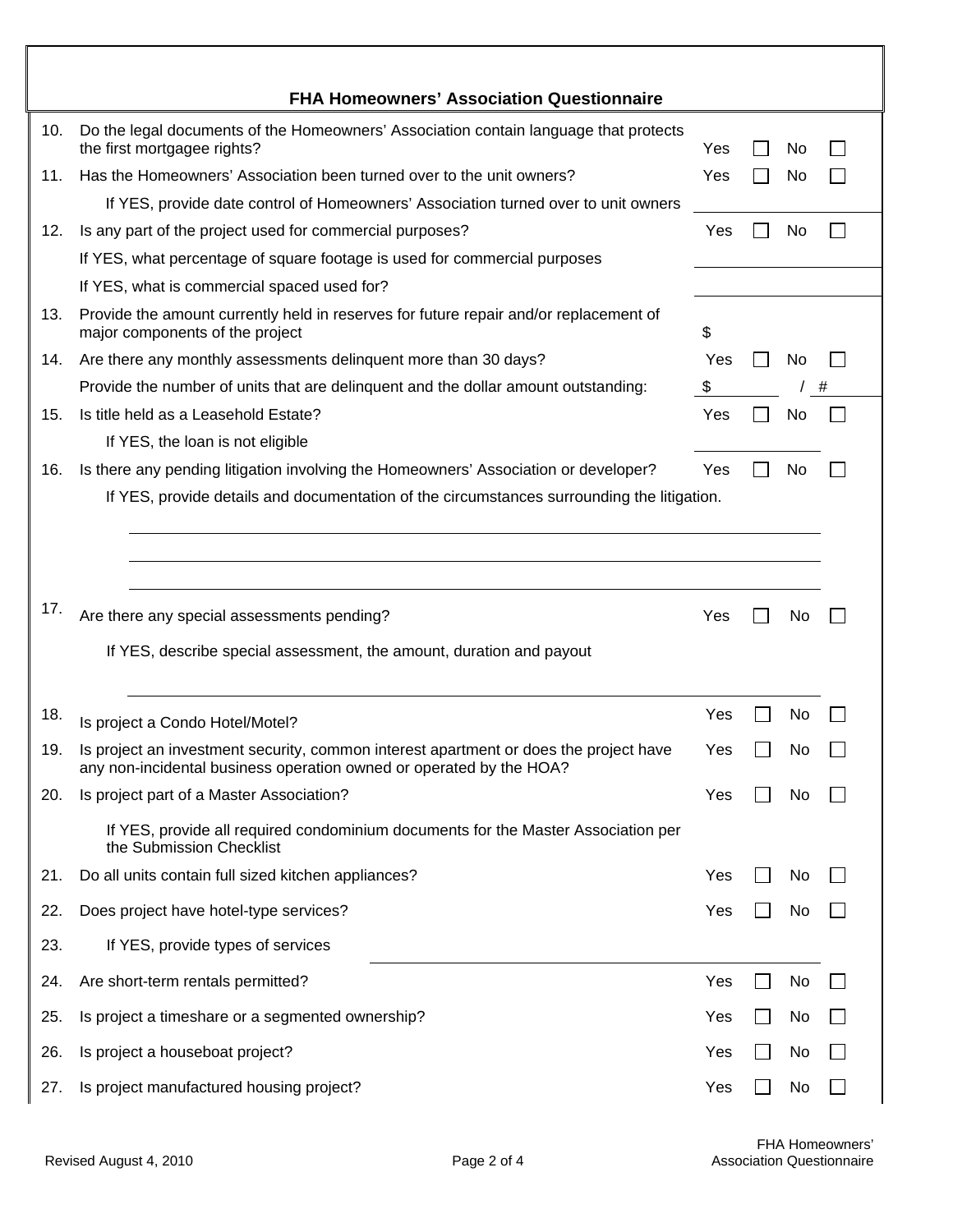## FHA Homeowners' Association Questionnaire

| # | Question | Yes | No |
|---|---|---|---|
| 10. | Do the legal documents of the Homeowners' Association contain language that protects the first mortgagee rights? | Yes ☐ | No ☐ |
| 11. | Has the Homeowners' Association been turned over to the unit owners? | Yes ☐ | No ☐ |
| | If YES, provide date control of Homeowners' Association turned over to unit owners | ____________ | |
| 12. | Is any part of the project used for commercial purposes? | Yes ☐ | No ☐ |
| | If YES, what percentage of square footage is used for commercial purposes | ____________ | |
| | If YES, what is commercial spaced used for? | ____________ | |
| 13. | Provide the amount currently held in reserves for future repair and/or replacement of major components of the project | $ | |
| 14. | Are there any monthly assessments delinquent more than 30 days? | Yes ☐ | No ☐ |
| | Provide the number of units that are delinquent and the dollar amount outstanding: | $ ______ | / # ______ |
| 15. | Is title held as a Leasehold Estate? | Yes ☐ | No ☐ |
| | If YES, the loan is not eligible | | |
| 16. | Is there any pending litigation involving the Homeowners' Association or developer? | Yes ☐ | No ☐ |

If YES, provide details and documentation of the circumstances surrounding the litigation.

______________________________________________________________________

______________________________________________________________________

______________________________________________________________________

| # | Question | Yes | No |
|---|---|---|---|
| 17. | Are there any special assessments pending? | Yes ☐ | No ☐ |

If YES, describe special assessment, the amount, duration and payout

______________________________________________________________________

| # | Question | Yes | No |
|---|---|---|---|
| 18. | Is project a Condo Hotel/Motel? | Yes ☐ | No ☐ |
| 19. | Is project an investment security, common interest apartment or does the project have any non-incidental business operation owned or operated by the HOA? | Yes ☐ | No ☐ |
| 20. | Is project part of a Master Association? | Yes ☐ | No ☐ |
| | If YES, provide all required condominium documents for the Master Association per the Submission Checklist | | |
| 21. | Do all units contain full sized kitchen appliances? | Yes ☐ | No ☐ |
| 22. | Does project have hotel-type services? | Yes ☐ | No ☐ |
| 23. | If YES, provide types of services ____________________ | | |
| 24. | Are short-term rentals permitted? | Yes ☐ | No ☐ |
| 25. | Is project a timeshare or a segmented ownership? | Yes ☐ | No ☐ |
| 26. | Is project a houseboat project? | Yes ☐ | No ☐ |
| 27. | Is project manufactured housing project? | Yes ☐ | No ☐ |

Revised August 4, 2010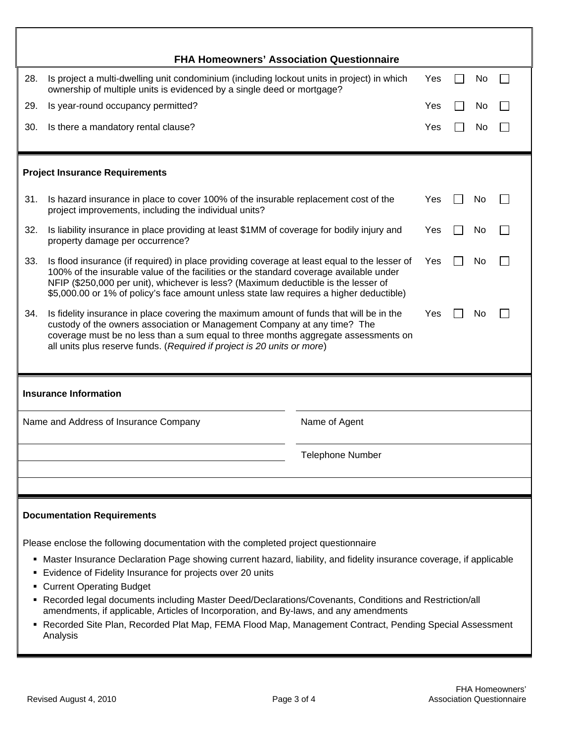## FHA Homeowners' Association Questionnaire

| | | | |
|---|---|---|---|
| 28. | Is project a multi-dwelling unit condominium (including lockout units in project) in which ownership of multiple units is evidenced by a single deed or mortgage? | Yes ☐ | No ☐ |
| 29. | Is year-round occupancy permitted? | Yes ☐ | No ☐ |
| 30. | Is there a mandatory rental clause? | Yes ☐ | No ☐ |

### Project Insurance Requirements

| | | | |
|---|---|---|---|
| 31. | Is hazard insurance in place to cover 100% of the insurable replacement cost of the project improvements, including the individual units? | Yes ☐ | No ☐ |
| 32. | Is liability insurance in place providing at least $1MM of coverage for bodily injury and property damage per occurrence? | Yes ☐ | No ☐ |
| 33. | Is flood insurance (if required) in place providing coverage at least equal to the lesser of 100% of the insurable value of the facilities or the standard coverage available under NFIP ($250,000 per unit), whichever is less? (Maximum deductible is the lesser of $5,000.00 or 1% of policy's face amount unless state law requires a higher deductible) | Yes ☐ | No ☐ |
| 34. | Is fidelity insurance in place covering the maximum amount of funds that will be in the custody of the owners association or Management Company at any time? The coverage must be no less than a sum equal to three months aggregate assessments on all units plus reserve funds. (*Required if project is 20 units or more*) | Yes ☐ | No ☐ |

### Insurance Information

| | |
|---|---|
| Name and Address of Insurance Company | Name of Agent |
| | Telephone Number |

### Documentation Requirements

Please enclose the following documentation with the completed project questionnaire

- Master Insurance Declaration Page showing current hazard, liability, and fidelity insurance coverage, if applicable
- Evidence of Fidelity Insurance for projects over 20 units
- Current Operating Budget
- Recorded legal documents including Master Deed/Declarations/Covenants, Conditions and Restriction/all amendments, if applicable, Articles of Incorporation, and By-laws, and any amendments
- Recorded Site Plan, Recorded Plat Map, FEMA Flood Map, Management Contract, Pending Special Assessment Analysis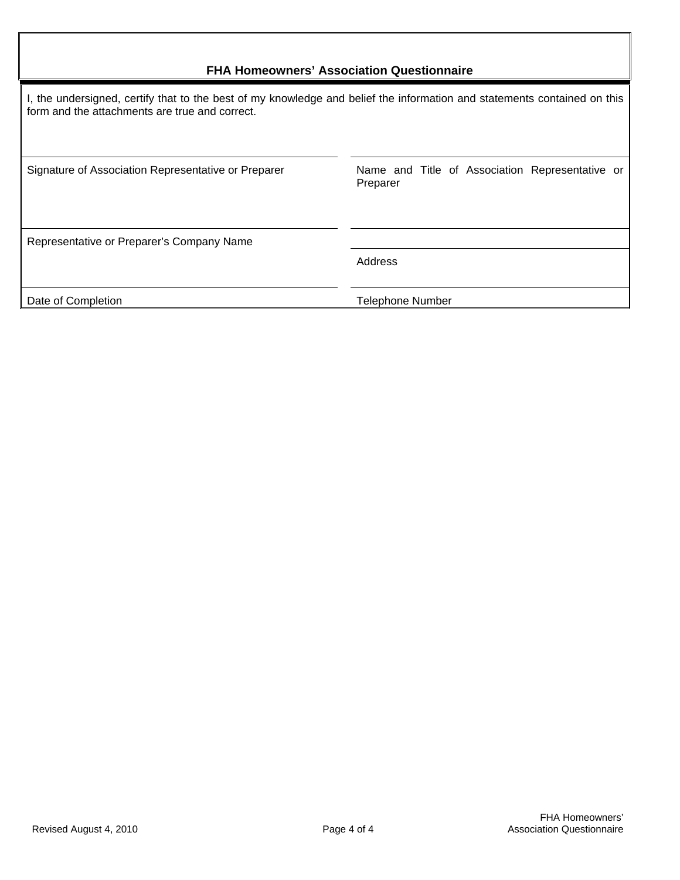**FHA Homeowners' Association Questionnaire**

I, the undersigned, certify that to the best of my knowledge and belief the information and statements contained on this form and the attachments are true and correct.

| | |
|---|---|
| Signature of Association Representative or Preparer | Name and Title of Association Representative or Preparer |
| Representative or Preparer's Company Name | Address |
| Date of Completion | Telephone Number |